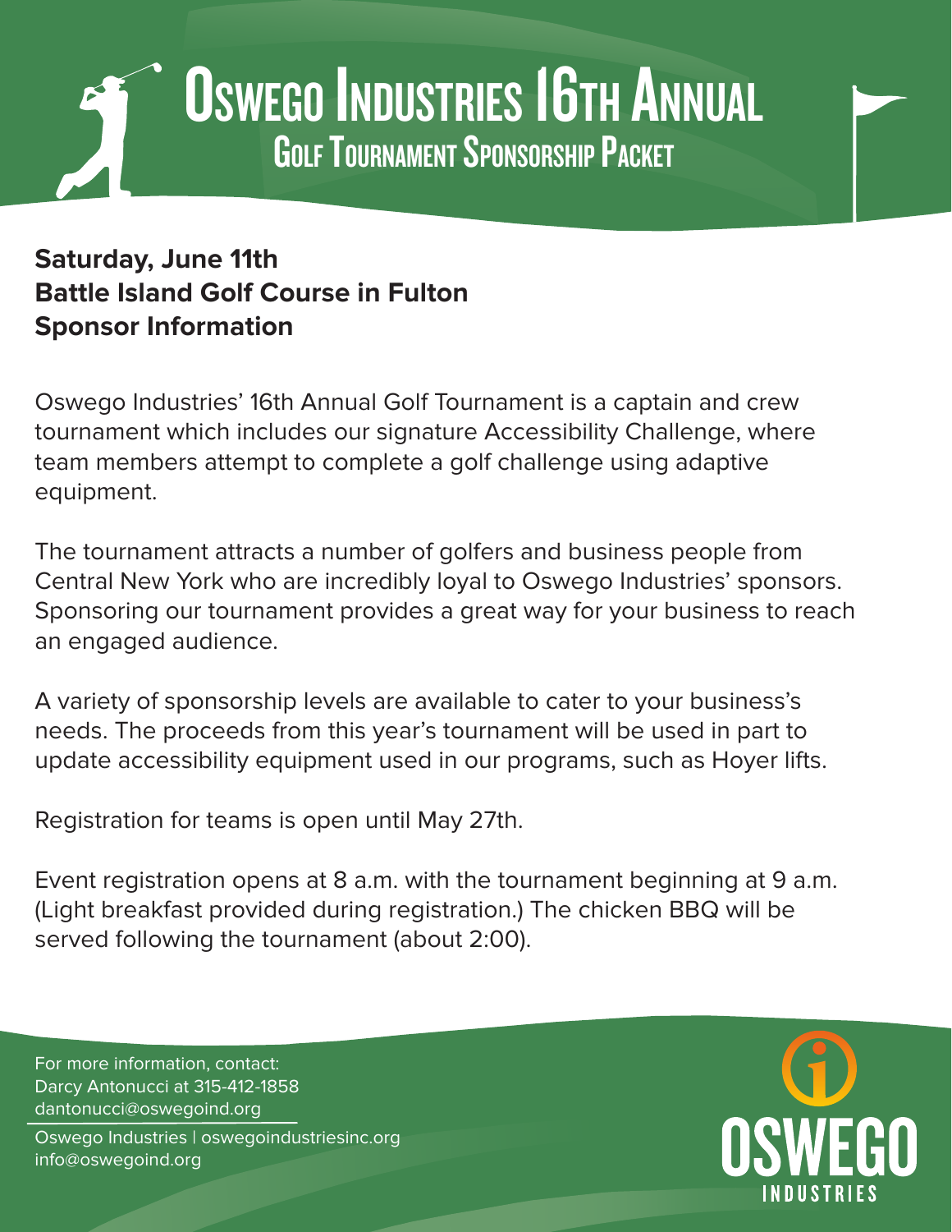# Oswego Industries 16th Annual

## Golf Tournament Sponsorship Packet

**Saturday, June 11th**
**Battle Island Golf Course in Fulton**
**Sponsor Information**

Oswego Industries' 16th Annual Golf Tournament is a captain and crew tournament which includes our signature Accessibility Challenge, where team members attempt to complete a golf challenge using adaptive equipment.

The tournament attracts a number of golfers and business people from Central New York who are incredibly loyal to Oswego Industries' sponsors. Sponsoring our tournament provides a great way for your business to reach an engaged audience.

A variety of sponsorship levels are available to cater to your business's needs. The proceeds from this year's tournament will be used in part to update accessibility equipment used in our programs, such as Hoyer lifts.

Registration for teams is open until May 27th.

Event registration opens at 8 a.m. with the tournament beginning at 9 a.m. (Light breakfast provided during registration.) The chicken BBQ will be served following the tournament (about 2:00).

For more information, contact:
Darcy Antonucci at 315-412-1858
dantonucci@oswegoind.org

Oswego Industries | oswegoindustriesinc.org
info@oswegoind.org

OSWEGO INDUSTRIES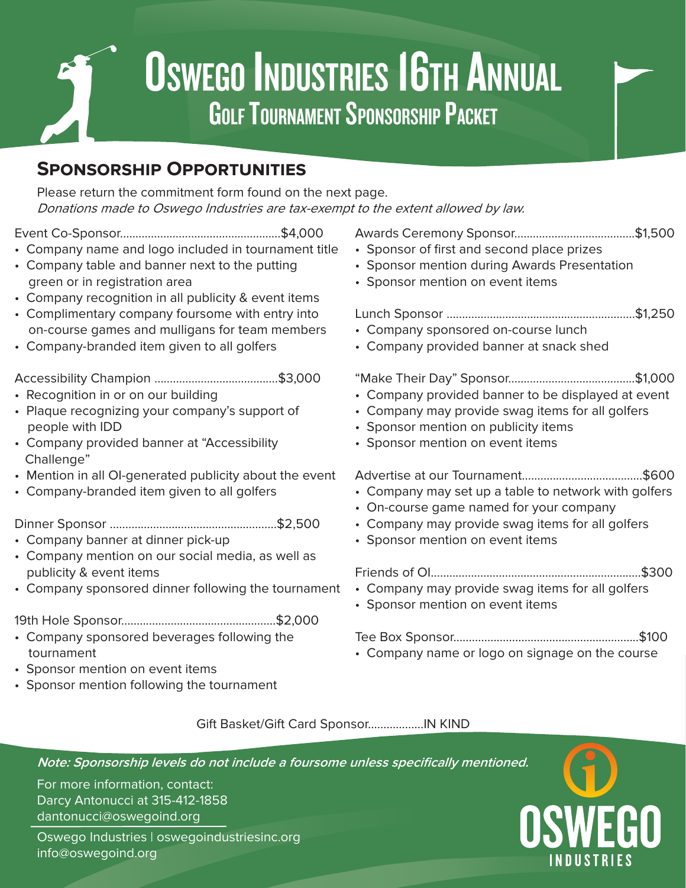# Oswego Industries 16th Annual

## Golf Tournament Sponsorship Packet

### Sponsorship Opportunities

Please return the commitment form found on the next page.
*Donations made to Oswego Industries are tax-exempt to the extent allowed by law.*

Event Co-Sponsor....................................................$4,000
- Company name and logo included in tournament title
- Company table and banner next to the putting green or in registration area
- Company recognition in all publicity & event items
- Complimentary company foursome with entry into on-course games and mulligans for team members
- Company-branded item given to all golfers

Accessibility Champion ........................................$3,000
- Recognition in or on our building
- Plaque recognizing your company's support of people with IDD
- Company provided banner at "Accessibility Challenge"
- Mention in all OI-generated publicity about the event
- Company-branded item given to all golfers

Dinner Sponsor ......................................................$2,500
- Company banner at dinner pick-up
- Company mention on our social media, as well as publicity & event items
- Company sponsored dinner following the tournament

19th Hole Sponsor..................................................$2,000
- Company sponsored beverages following the tournament
- Sponsor mention on event items
- Sponsor mention following the tournament

Awards Ceremony Sponsor.......................................$1,500
- Sponsor of first and second place prizes
- Sponsor mention during Awards Presentation
- Sponsor mention on event items

Lunch Sponsor .............................................................$1,250
- Company sponsored on-course lunch
- Company provided banner at snack shed

"Make Their Day" Sponsor.........................................$1,000
- Company provided banner to be displayed at event
- Company may provide swag items for all golfers
- Sponsor mention on publicity items
- Sponsor mention on event items

Advertise at our Tournament.......................................$600
- Company may set up a table to network with golfers
- On-course game named for your company
- Company may provide swag items for all golfers
- Sponsor mention on event items

Friends of OI....................................................................$300
- Company may provide swag items for all golfers
- Sponsor mention on event items

Tee Box Sponsor............................................................$100
- Company name or logo on signage on the course

Gift Basket/Gift Card Sponsor..................IN KIND

***Note: Sponsorship levels do not include a foursome unless specifically mentioned.***

For more information, contact:
Darcy Antonucci at 315-412-1858
dantonucci@oswegoind.org

Oswego Industries | oswegoindustriesinc.org
info@oswegoind.org

OSWEGO INDUSTRIES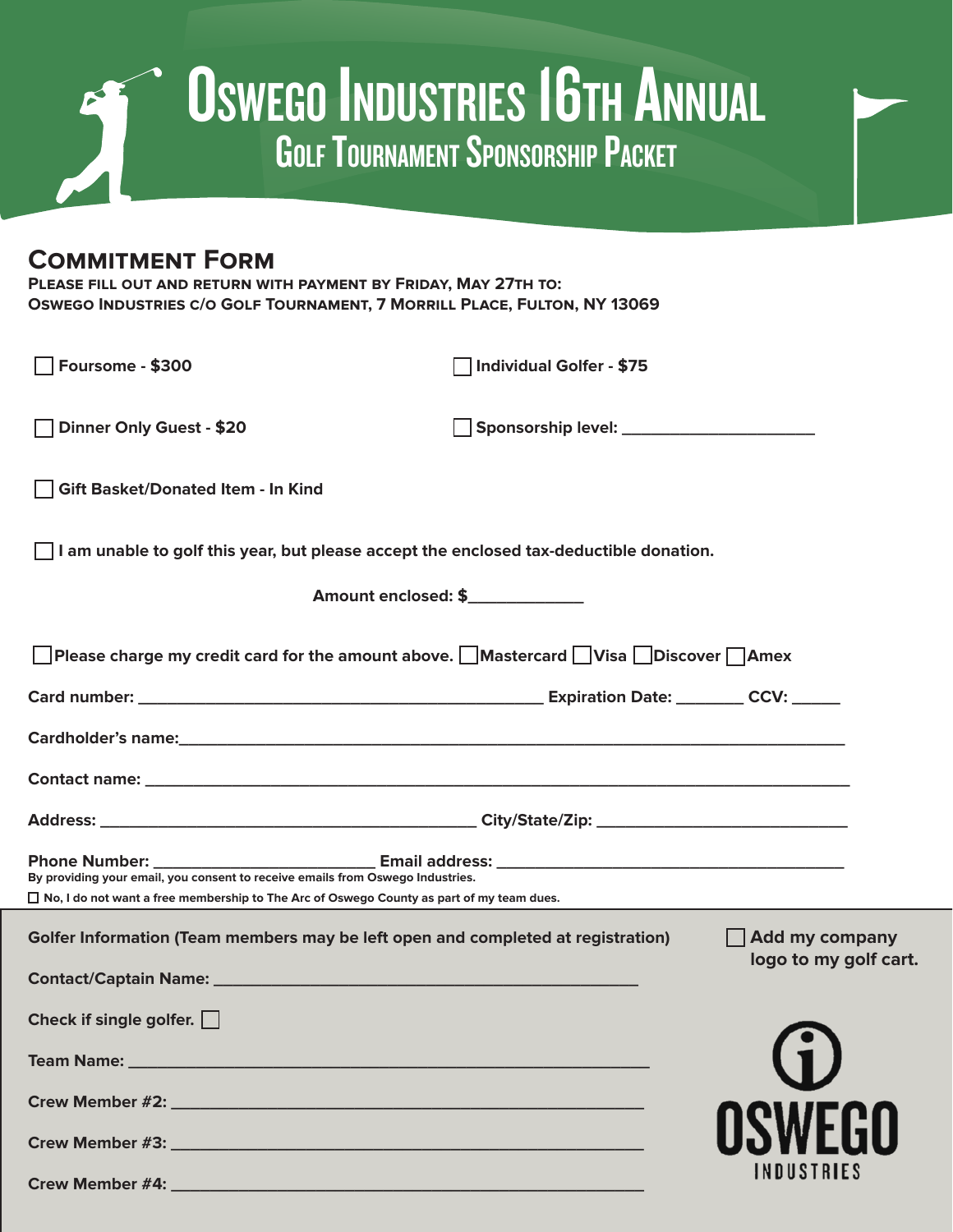# Oswego Industries 16th Annual

## Golf Tournament Sponsorship Packet

## Commitment Form

**Please fill out and return with payment by Friday, May 27th to:**
**Oswego Industries c/o Golf Tournament, 7 Morrill Place, Fulton, NY 13069**

☐ **Foursome - $300**

☐ **Individual Golfer - $75**

☐ **Dinner Only Guest - $20**

☐ **Sponsorship level: ______________________**

☐ **Gift Basket/Donated Item - In Kind**

☐ **I am unable to golf this year, but please accept the enclosed tax-deductible donation.**

**Amount enclosed: $_____________**

☐ **Please charge my credit card for the amount above.** ☐ **Mastercard** ☐ **Visa** ☐ **Discover** ☐ **Amex**

**Card number:** ______________________________________________ **Expiration Date:** ________ **CCV:** ______

**Cardholder's name:** ____________________________________________________________________________

**Contact name:** ______________________________________________________________________________

**Address:** ___________________________________________ **City/State/Zip:** ____________________________

**Phone Number:** __________________________ **Email address:** ________________________________________

By providing your email, you consent to receive emails from Oswego Industries.

☐ No, I do not want a free membership to The Arc of Oswego County as part of my team dues.

**Golfer Information (Team members may be left open and completed at registration)**

☐ **Add my company logo to my golf cart.**

**Contact/Captain Name:** ________________________________________________

**Check if single golfer.** ☐

**Team Name:** ____________________________________________________________

**Crew Member #2:** _______________________________________________________

**Crew Member #3:** _______________________________________________________

**Crew Member #4:** _______________________________________________________

OSWEGO INDUSTRIES